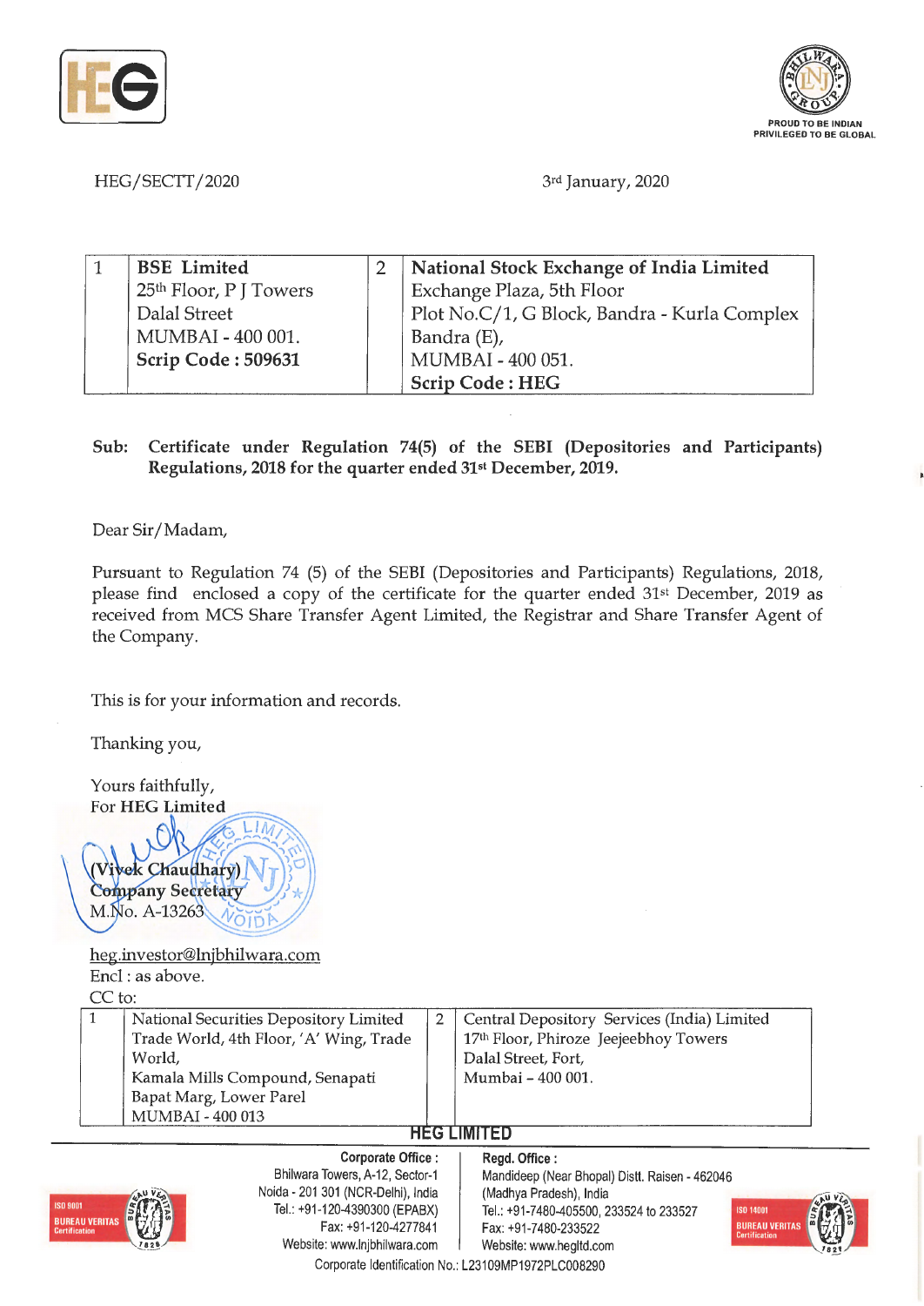HEG/SECTT/2020

3rd January, 2020

| 1 | **BSE Limited**<br>25th Floor, P J Towers<br>Dalal Street<br>MUMBAI - 400 001.<br>**Scrip Code : 509631** | 2 | **National Stock Exchange of India Limited**<br>Exchange Plaza, 5th Floor<br>Plot No.C/1, G Block, Bandra - Kurla Complex<br>Bandra (E),<br>MUMBAI - 400 051.<br>**Scrip Code : HEG** |
|---|---|---|---|

**Sub: Certificate under Regulation 74(5) of the SEBI (Depositories and Participants) Regulations, 2018 for the quarter ended 31st December, 2019.**

Dear Sir/Madam,

Pursuant to Regulation 74 (5) of the SEBI (Depositories and Participants) Regulations, 2018, please find enclosed a copy of the certificate for the quarter ended 31st December, 2019 as received from MCS Share Transfer Agent Limited, the Registrar and Share Transfer Agent of the Company.

This is for your information and records.

Thanking you,

Yours faithfully,
For **HEG Limited**

**(Vivek Chaudhary)**
**Company Secretary**
M.No. A-13263

heg.investor@lnjbhilwara.com

Encl : as above.

CC to:

| 1 | National Securities Depository Limited<br>Trade World, 4th Floor, 'A' Wing, Trade World,<br>Kamala Mills Compound, Senapati Bapat Marg, Lower Parel<br>MUMBAI - 400 013 | 2 | Central Depository Services (India) Limited<br>17th Floor, Phiroze Jeejeebhoy Towers<br>Dalal Street, Fort,<br>Mumbai – 400 001. |
|---|---|---|---|

**HEG LIMITED**

**Corporate Office :** Bhilwara Towers, A-12, Sector-1, Noida - 201 301 (NCR-Delhi), India. Tel.: +91-120-4390300 (EPABX), Fax: +91-120-4277841, Website: www.lnjbhilwara.com

**Regd. Office :** Mandideep (Near Bhopal) Distt. Raisen - 462046 (Madhya Pradesh), India. Tel.: +91-7480-405500, 233524 to 233527, Fax: +91-7480-233522, Website: www.hegltd.com

Corporate Identification No.: L23109MP1972PLC008290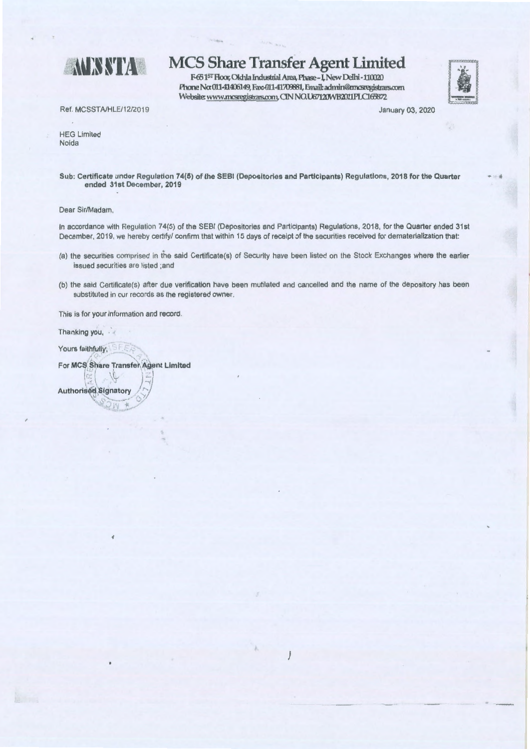# MCS Share Transfer Agent Limited

F-65 1ST Floor, Okhla Industrial Area, Phase - I, New Delhi - 110020
Phone No: 011-41406149, Fax-011-41709881, Email: admin@mcsregistrars.com
Website: www.mcsregistrars.com, CIN NO.U67120WB2011PLC165872

Ref. MCSSTA/HLE/12/2019

January 03, 2020

HEG Limited
Noida

**Sub: Certificate under Regulation 74(5) of the SEBI (Depositories and Participants) Regulations, 2018 for the Quarter ended 31st December, 2019**

Dear Sir/Madam,

In accordance with Regulation 74(5) of the SEBI (Depositories and Participants) Regulations, 2018, for the Quarter ended 31st December, 2019, we hereby certify/ confirm that within 15 days of receipt of the securities received for dematerialization that:

(a) the securities comprised in the said Certificate(s) of Security have been listed on the Stock Exchanges where the earlier issued securities are listed ;and

(b) the said Certificate(s) after due verification have been mutilated and cancelled and the name of the depository has been substituted in our records as the registered owner.

This is for your information and record.

Thanking you,

Yours faithfully,

For MCS Share Transfer Agent Limited

Authorised Signatory